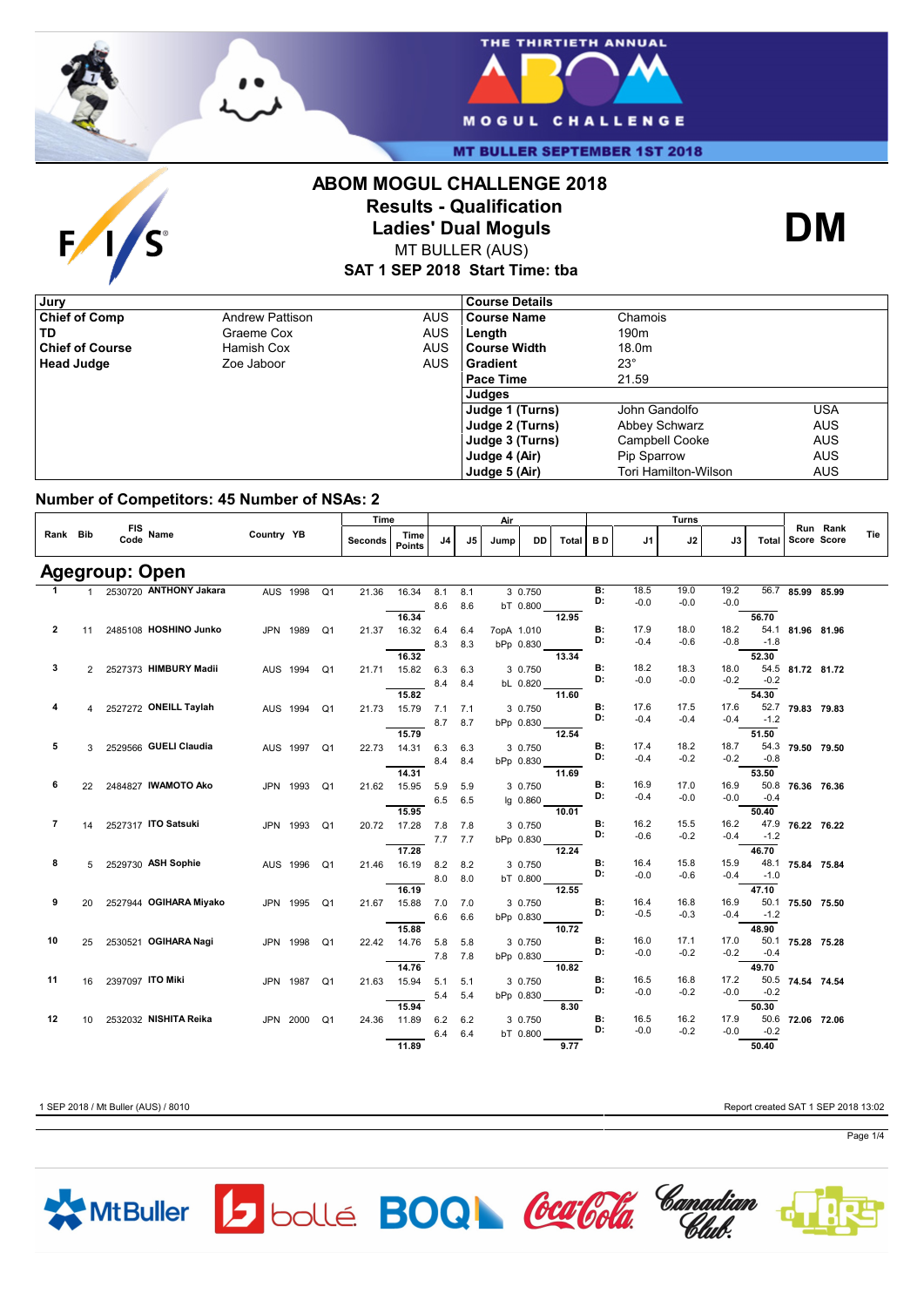THE THIRTIETH ANNUAL ABOM MOGUL CHALLENGE

MT BULLER SEPTEMBER 1ST 2018

# ABOM MOGUL CHALLENGE 2018

## Results - Qualification

## Ladies' Dual Moguls

MT BULLER (AUS)

**SAT 1 SEP 2018 Start Time: tba**

**DM**

| Jury | | |
|---|---|---|
| **Chief of Comp** | Andrew Pattison | AUS |
| **TD** | Graeme Cox | AUS |
| **Chief of Course** | Hamish Cox | AUS |
| **Head Judge** | Zoe Jaboor | AUS |

| Course Details | | |
|---|---|---|
| **Course Name** | Chamois | |
| **Length** | 190m | |
| **Course Width** | 18.0m | |
| **Gradient** | 23° | |
| **Pace Time** | 21.59 | |
| **Judges** | | |
| **Judge 1 (Turns)** | John Gandolfo | USA |
| **Judge 2 (Turns)** | Abbey Schwarz | AUS |
| **Judge 3 (Turns)** | Campbell Cooke | AUS |
| **Judge 4 (Air)** | Pip Sparrow | AUS |
| **Judge 5 (Air)** | Tori Hamilton-Wilson | AUS |

### Number of Competitors: 45 Number of NSAs: 2

## Agegroup: Open

| Rank | Bib | FIS Code | Name | Country | YB | | Time Seconds | Time Points | Air J4 | Air J5 | Air Jump | Air DD | Air Total | Turns BD | Turns J1 | Turns J2 | Turns J3 | Turns Total | Run Score | Rank Score | Tie |
|---|---|---|---|---|---|---|---|---|---|---|---|---|---|---|---|---|---|---|---|---|---|
| 1 | 1 | 2530720 | **ANTHONY Jakara** | AUS | 1998 | Q1 | 21.36 | 16.34 | 8.1 | 8.1 | 3 | 0.750 | | B: | 18.5 | 19.0 | 19.2 | 56.7 | **85.99** | **85.99** | |
| | | | | | | | | | 8.6 | 8.6 | bT | 0.800 | | D: | -0.0 | -0.0 | -0.0 | | | | |
| | | | | | | | | **16.34** | | | | | **12.95** | | | | | **56.70** | | | |
| 2 | 11 | 2485108 | **HOSHINO Junko** | JPN | 1989 | Q1 | 21.37 | 16.32 | 6.4 | 6.4 | 7opA | 1.010 | | B: | 17.9 | 18.0 | 18.2 | 54.1 | **81.96** | **81.96** | |
| | | | | | | | | | 8.3 | 8.3 | bPp | 0.830 | | D: | -0.4 | -0.6 | -0.8 | -1.8 | | | |
| | | | | | | | | **16.32** | | | | | **13.34** | | | | | **52.30** | | | |
| 3 | 2 | 2527373 | **HIMBURY Madii** | AUS | 1994 | Q1 | 21.71 | 15.82 | 6.3 | 6.3 | 3 | 0.750 | | B: | 18.2 | 18.3 | 18.0 | 54.5 | **81.72** | **81.72** | |
| | | | | | | | | | 8.4 | 8.4 | bL | 0.820 | | D: | -0.0 | -0.0 | -0.2 | -0.2 | | | |
| | | | | | | | | **15.82** | | | | | **11.60** | | | | | **54.30** | | | |
| 4 | 4 | 2527272 | **ONEILL Taylah** | AUS | 1994 | Q1 | 21.73 | 15.79 | 7.1 | 7.1 | 3 | 0.750 | | B: | 17.6 | 17.5 | 17.6 | 52.7 | **79.83** | **79.83** | |
| | | | | | | | | | 8.7 | 8.7 | bPp | 0.830 | | D: | -0.4 | -0.4 | -0.4 | -1.2 | | | |
| | | | | | | | | **15.79** | | | | | **12.54** | | | | | **51.50** | | | |
| 5 | 3 | 2529566 | **GUELI Claudia** | AUS | 1997 | Q1 | 22.73 | 14.31 | 6.3 | 6.3 | 3 | 0.750 | | B: | 17.4 | 18.2 | 18.7 | 54.3 | **79.50** | **79.50** | |
| | | | | | | | | | 8.4 | 8.4 | bPp | 0.830 | | D: | -0.4 | -0.2 | -0.2 | -0.8 | | | |
| | | | | | | | | **14.31** | | | | | **11.69** | | | | | **53.50** | | | |
| 6 | 22 | 2484827 | **IWAMOTO Ako** | JPN | 1993 | Q1 | 21.62 | 15.95 | 5.9 | 5.9 | 3 | 0.750 | | B: | 16.9 | 17.0 | 16.9 | 50.8 | **76.36** | **76.36** | |
| | | | | | | | | | 6.5 | 6.5 | lg | 0.860 | | D: | -0.4 | -0.0 | -0.0 | -0.4 | | | |
| | | | | | | | | **15.95** | | | | | **10.01** | | | | | **50.40** | | | |
| 7 | 14 | 2527317 | **ITO Satsuki** | JPN | 1993 | Q1 | 20.72 | 17.28 | 7.8 | 7.8 | 3 | 0.750 | | B: | 16.2 | 15.5 | 16.2 | 47.9 | **76.22** | **76.22** | |
| | | | | | | | | | 7.7 | 7.7 | bPp | 0.830 | | D: | -0.6 | -0.2 | -0.4 | -1.2 | | | |
| | | | | | | | | **17.28** | | | | | **12.24** | | | | | **46.70** | | | |
| 8 | 5 | 2529730 | **ASH Sophie** | AUS | 1996 | Q1 | 21.46 | 16.19 | 8.2 | 8.2 | 3 | 0.750 | | B: | 16.4 | 15.8 | 15.9 | 48.1 | **75.84** | **75.84** | |
| | | | | | | | | | 8.0 | 8.0 | bT | 0.800 | | D: | -0.0 | -0.6 | -0.4 | -1.0 | | | |
| | | | | | | | | **16.19** | | | | | **12.55** | | | | | **47.10** | | | |
| 9 | 20 | 2527944 | **OGIHARA Miyako** | JPN | 1995 | Q1 | 21.67 | 15.88 | 7.0 | 7.0 | 3 | 0.750 | | B: | 16.4 | 16.8 | 16.9 | 50.1 | **75.50** | **75.50** | |
| | | | | | | | | | 6.6 | 6.6 | bPp | 0.830 | | D: | -0.5 | -0.3 | -0.4 | -1.2 | | | |
| | | | | | | | | **15.88** | | | | | **10.72** | | | | | **48.90** | | | |
| 10 | 25 | 2530521 | **OGIHARA Nagi** | JPN | 1998 | Q1 | 22.42 | 14.76 | 5.8 | 5.8 | 3 | 0.750 | | B: | 16.0 | 17.1 | 17.0 | 50.1 | **75.28** | **75.28** | |
| | | | | | | | | | 7.8 | 7.8 | bPp | 0.830 | | D: | -0.0 | -0.2 | -0.2 | -0.4 | | | |
| | | | | | | | | **14.76** | | | | | **10.82** | | | | | **49.70** | | | |
| 11 | 16 | 2397097 | **ITO Miki** | JPN | 1987 | Q1 | 21.63 | 15.94 | 5.1 | 5.1 | 3 | 0.750 | | B: | 16.5 | 16.8 | 17.2 | 50.5 | **74.54** | **74.54** | |
| | | | | | | | | | 5.4 | 5.4 | bPp | 0.830 | | D: | -0.0 | -0.2 | -0.0 | -0.2 | | | |
| | | | | | | | | **15.94** | | | | | **8.30** | | | | | **50.30** | | | |
| 12 | 10 | 2532032 | **NISHITA Reika** | JPN | 2000 | Q1 | 24.36 | 11.89 | 6.2 | 6.2 | 3 | 0.750 | | B: | 16.5 | 16.2 | 17.9 | 50.6 | **72.06** | **72.06** | |
| | | | | | | | | | 6.4 | 6.4 | bT | 0.800 | | D: | -0.0 | -0.2 | -0.0 | -0.2 | | | |
| | | | | | | | | **11.89** | | | | | **9.77** | | | | | **50.40** | | | |

1 SEP 2018 / Mt Buller (AUS) / 8010

Report created SAT 1 SEP 2018 13:02

MtBuller · bollé · BOQ · Coca-Cola · Canadian Club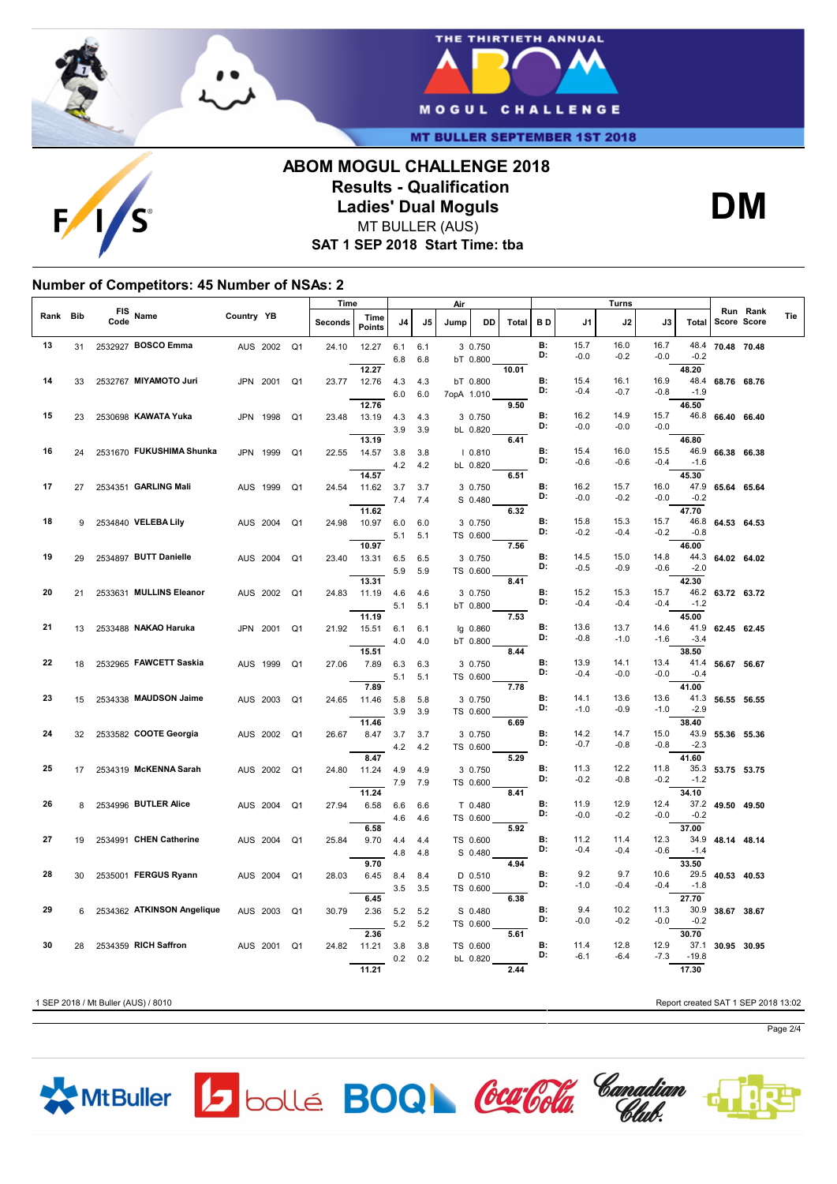# ABOM MOGUL CHALLENGE 2018

## Results - Qualification

## Ladies' Dual Moguls

MT BULLER (AUS)

**SAT 1 SEP 2018 Start Time: tba**

**DM**

### Number of Competitors: 45 Number of NSAs: 2

| Rank | Bib | FIS Code | Name | Country | YB | | Time Seconds | Time Points | Air J4 | Air J5 | Jump | DD | Air Total | B D | Turns J1 | Turns J2 | Turns J3 | Turns Total | Run Score | Rank Score | Tie |
|---|---|---|---|---|---|---|---|---|---|---|---|---|---|---|---|---|---|---|---|---|---|
| 13 | 31 | 2532927 | **BOSCO Emma** | AUS | 2002 | Q1 | 24.10 | 12.27 | 6.1 | 6.1 | 3 | 0.750 | | B: | 15.7 | 16.0 | 16.7 | 48.4 | **70.48** | **70.48** | |
| | | | | | | | | | 6.8 | 6.8 | bT | 0.800 | | D: | -0.0 | -0.2 | -0.0 | -0.2 | | | |
| | | | | | | | | 12.27 | | | | | 10.01 | | | | | 48.20 | | | |
| 14 | 33 | 2532767 | **MIYAMOTO Juri** | JPN | 2001 | Q1 | 23.77 | 12.76 | 4.3 | 4.3 | bT | 0.800 | | B: | 15.4 | 16.1 | 16.9 | 48.4 | **68.76** | **68.76** | |
| | | | | | | | | | 6.0 | 6.0 | 7opA | 1.010 | | D: | -0.4 | -0.7 | -0.8 | -1.9 | | | |
| | | | | | | | | 12.76 | | | | | 9.50 | | | | | 46.50 | | | |
| 15 | 23 | 2530698 | **KAWATA Yuka** | JPN | 1998 | Q1 | 23.48 | 13.19 | 4.3 | 4.3 | 3 | 0.750 | | B: | 16.2 | 14.9 | 15.7 | 46.8 | **66.40** | **66.40** | |
| | | | | | | | | | 3.9 | 3.9 | bL | 0.820 | | D: | -0.0 | -0.0 | -0.0 | | | | |
| | | | | | | | | 13.19 | | | | | 6.41 | | | | | 46.80 | | | |
| 16 | 24 | 2531670 | **FUKUSHIMA Shunka** | JPN | 1999 | Q1 | 22.55 | 14.57 | 3.8 | 3.8 | I | 0.810 | | B: | 15.4 | 16.0 | 15.5 | 46.9 | **66.38** | **66.38** | |
| | | | | | | | | | 4.2 | 4.2 | bL | 0.820 | | D: | -0.6 | -0.6 | -0.4 | -1.6 | | | |
| | | | | | | | | 14.57 | | | | | 6.51 | | | | | 45.30 | | | |
| 17 | 27 | 2534351 | **GARLING Mali** | AUS | 1999 | Q1 | 24.54 | 11.62 | 3.7 | 3.7 | 3 | 0.750 | | B: | 16.2 | 15.7 | 16.0 | 47.9 | **65.64** | **65.64** | |
| | | | | | | | | | 7.4 | 7.4 | S | 0.480 | | D: | -0.0 | -0.2 | -0.0 | -0.2 | | | |
| | | | | | | | | 11.62 | | | | | 6.32 | | | | | 47.70 | | | |
| 18 | 9 | 2534840 | **VELEBA Lily** | AUS | 2004 | Q1 | 24.98 | 10.97 | 6.0 | 6.0 | 3 | 0.750 | | B: | 15.8 | 15.3 | 15.7 | 46.8 | **64.53** | **64.53** | |
| | | | | | | | | | 5.1 | 5.1 | TS | 0.600 | | D: | -0.2 | -0.4 | -0.2 | -0.8 | | | |
| | | | | | | | | 10.97 | | | | | 7.56 | | | | | 46.00 | | | |
| 19 | 29 | 2534897 | **BUTT Danielle** | AUS | 2004 | Q1 | 23.40 | 13.31 | 6.5 | 6.5 | 3 | 0.750 | | B: | 14.5 | 15.0 | 14.8 | 44.3 | **64.02** | **64.02** | |
| | | | | | | | | | 5.9 | 5.9 | TS | 0.600 | | D: | -0.5 | -0.9 | -0.6 | -2.0 | | | |
| | | | | | | | | 13.31 | | | | | 8.41 | | | | | 42.30 | | | |
| 20 | 21 | 2533631 | **MULLINS Eleanor** | AUS | 2002 | Q1 | 24.83 | 11.19 | 4.6 | 4.6 | 3 | 0.750 | | B: | 15.2 | 15.3 | 15.7 | 46.2 | **63.72** | **63.72** | |
| | | | | | | | | | 5.1 | 5.1 | bT | 0.800 | | D: | -0.4 | -0.4 | -0.4 | -1.2 | | | |
| | | | | | | | | 11.19 | | | | | 7.53 | | | | | 45.00 | | | |
| 21 | 13 | 2533488 | **NAKAO Haruka** | JPN | 2001 | Q1 | 21.92 | 15.51 | 6.1 | 6.1 | lg | 0.860 | | B: | 13.6 | 13.7 | 14.6 | 41.9 | **62.45** | **62.45** | |
| | | | | | | | | | 4.0 | 4.0 | bT | 0.800 | | D: | -0.8 | -1.0 | -1.6 | -3.4 | | | |
| | | | | | | | | 15.51 | | | | | 8.44 | | | | | 38.50 | | | |
| 22 | 18 | 2532965 | **FAWCETT Saskia** | AUS | 1999 | Q1 | 27.06 | 7.89 | 6.3 | 6.3 | 3 | 0.750 | | B: | 13.9 | 14.1 | 13.4 | 41.4 | **56.67** | **56.67** | |
| | | | | | | | | | 5.1 | 5.1 | TS | 0.600 | | D: | -0.4 | -0.0 | -0.0 | -0.4 | | | |
| | | | | | | | | 7.89 | | | | | 7.78 | | | | | 41.00 | | | |
| 23 | 15 | 2534338 | **MAUDSON Jaime** | AUS | 2003 | Q1 | 24.65 | 11.46 | 5.8 | 5.8 | 3 | 0.750 | | B: | 14.1 | 13.6 | 13.6 | 41.3 | **56.55** | **56.55** | |
| | | | | | | | | | 3.9 | 3.9 | TS | 0.600 | | D: | -1.0 | -0.9 | -1.0 | -2.9 | | | |
| | | | | | | | | 11.46 | | | | | 6.69 | | | | | 38.40 | | | |
| 24 | 32 | 2533582 | **COOTE Georgia** | AUS | 2002 | Q1 | 26.67 | 8.47 | 3.7 | 3.7 | 3 | 0.750 | | B: | 14.2 | 14.7 | 15.0 | 43.9 | **55.36** | **55.36** | |
| | | | | | | | | | 4.2 | 4.2 | TS | 0.600 | | D: | -0.7 | -0.8 | -0.8 | -2.3 | | | |
| | | | | | | | | 8.47 | | | | | 5.29 | | | | | 41.60 | | | |
| 25 | 17 | 2534319 | **McKENNA Sarah** | AUS | 2002 | Q1 | 24.80 | 11.24 | 4.9 | 4.9 | 3 | 0.750 | | B: | 11.3 | 12.2 | 11.8 | 35.3 | **53.75** | **53.75** | |
| | | | | | | | | | 7.9 | 7.9 | TS | 0.600 | | D: | -0.2 | -0.8 | -0.2 | -1.2 | | | |
| | | | | | | | | 11.24 | | | | | 8.41 | | | | | 34.10 | | | |
| 26 | 8 | 2534996 | **BUTLER Alice** | AUS | 2004 | Q1 | 27.94 | 6.58 | 6.6 | 6.6 | T | 0.480 | | B: | 11.9 | 12.9 | 12.4 | 37.2 | **49.50** | **49.50** | |
| | | | | | | | | | 4.6 | 4.6 | TS | 0.600 | | D: | -0.0 | -0.2 | -0.0 | -0.2 | | | |
| | | | | | | | | 6.58 | | | | | 5.92 | | | | | 37.00 | | | |
| 27 | 19 | 2534991 | **CHEN Catherine** | AUS | 2004 | Q1 | 25.84 | 9.70 | 4.4 | 4.4 | TS | 0.600 | | B: | 11.2 | 11.4 | 12.3 | 34.9 | **48.14** | **48.14** | |
| | | | | | | | | | 4.8 | 4.8 | S | 0.480 | | D: | -0.4 | -0.4 | -0.6 | -1.4 | | | |
| | | | | | | | | 9.70 | | | | | 4.94 | | | | | 33.50 | | | |
| 28 | 30 | 2535001 | **FERGUS Ryann** | AUS | 2004 | Q1 | 28.03 | 6.45 | 8.4 | 8.4 | D | 0.510 | | B: | 9.2 | 9.7 | 10.6 | 29.5 | **40.53** | **40.53** | |
| | | | | | | | | | 3.5 | 3.5 | TS | 0.600 | | D: | -1.0 | -0.4 | -0.4 | -1.8 | | | |
| | | | | | | | | 6.45 | | | | | 6.38 | | | | | 27.70 | | | |
| 29 | 6 | 2534362 | **ATKINSON Angelique** | AUS | 2003 | Q1 | 30.79 | 2.36 | 5.2 | 5.2 | S | 0.480 | | B: | 9.4 | 10.2 | 11.3 | 30.9 | **38.67** | **38.67** | |
| | | | | | | | | | 5.2 | 5.2 | TS | 0.600 | | D: | -0.0 | -0.2 | -0.0 | -0.2 | | | |
| | | | | | | | | 2.36 | | | | | 5.61 | | | | | 30.70 | | | |
| 30 | 28 | 2534359 | **RICH Saffron** | AUS | 2001 | Q1 | 24.82 | 11.21 | 3.8 | 3.8 | TS | 0.600 | | B: | 11.4 | 12.8 | 12.9 | 37.1 | **30.95** | **30.95** | |
| | | | | | | | | | 0.2 | 0.2 | bL | 0.820 | | D: | -6.1 | -6.4 | -7.3 | -19.8 | | | |
| | | | | | | | | 11.21 | | | | | 2.44 | | | | | 17.30 | | | |

1 SEP 2018 / Mt Buller (AUS) / 8010

Report created SAT 1 SEP 2018 13:02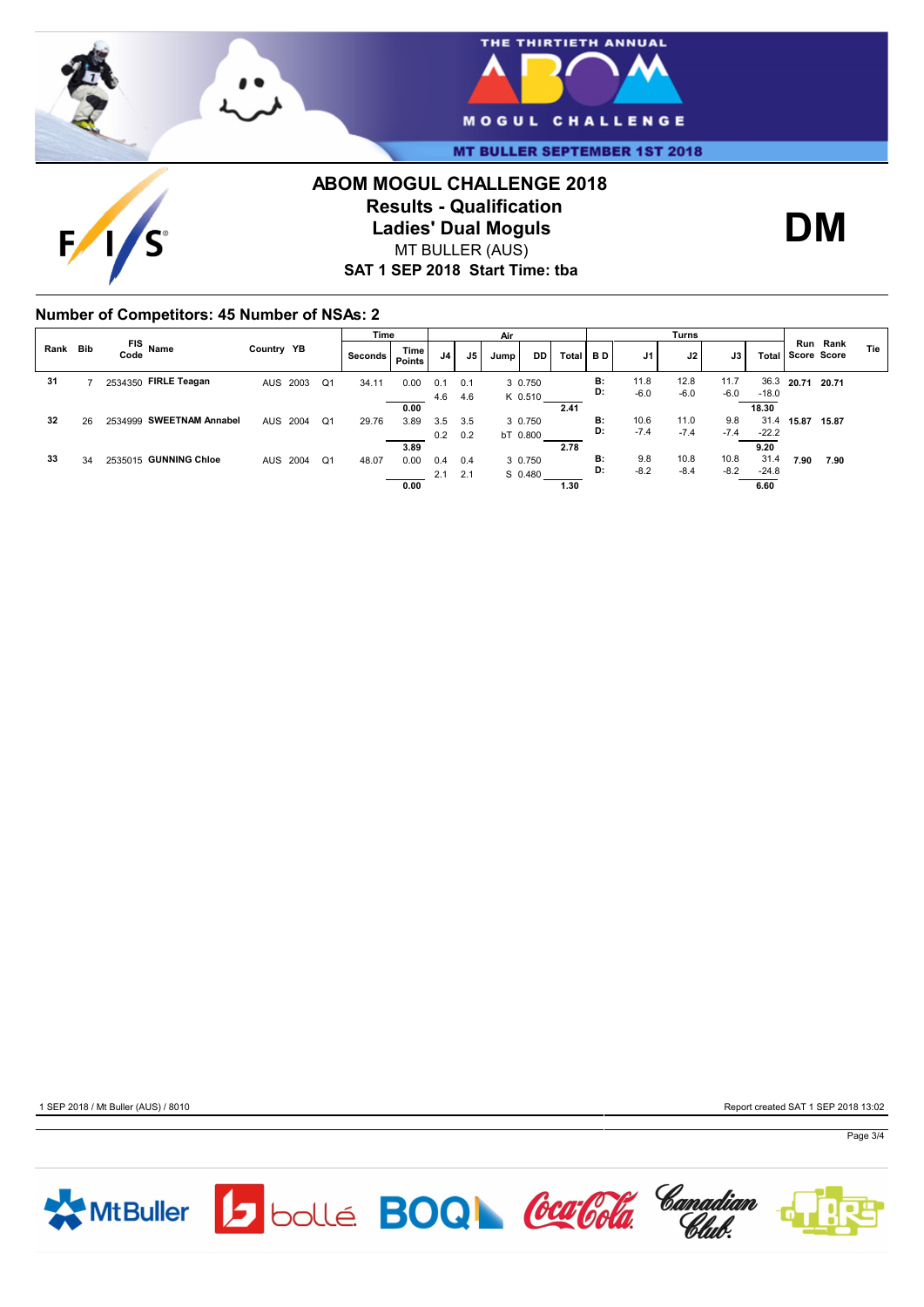# ABOM MOGUL CHALLENGE 2018

## Results - Qualification

## Ladies' Dual Moguls

MT BULLER (AUS)

**SAT 1 SEP 2018 Start Time: tba**

**DM**

### Number of Competitors: 45 Number of NSAs: 2

| Rank | Bib | FIS Code | Name | Country | YB | | Time Seconds | Time Points | Air J4 | Air J5 | Air Jump | Air DD | Air Total | B D | Turns J1 | Turns J2 | Turns J3 | Turns Total | Run Score | Rank Score | Tie |
|---|---|---|---|---|---|---|---|---|---|---|---|---|---|---|---|---|---|---|---|---|---|
| 31 | 7 | 2534350 | **FIRLE Teagan** | AUS | 2003 | Q1 | 34.11 | 0.00 | 0.1 | 0.1 | 3 | 0.750 | | B: | 11.8 | 12.8 | 11.7 | 36.3 | **20.71** | **20.71** | |
| | | | | | | | | | 4.6 | 4.6 | K | 0.510 | | D: | -6.0 | -6.0 | -6.0 | -18.0 | | | |
| | | | | | | | | **0.00** | | | | | **2.41** | | | | | **18.30** | | | |
| 32 | 26 | 2534999 | **SWEETNAM Annabel** | AUS | 2004 | Q1 | 29.76 | 3.89 | 3.5 | 3.5 | 3 | 0.750 | | B: | 10.6 | 11.0 | 9.8 | 31.4 | **15.87** | **15.87** | |
| | | | | | | | | | 0.2 | 0.2 | bT | 0.800 | | D: | -7.4 | -7.4 | -7.4 | -22.2 | | | |
| | | | | | | | | **3.89** | | | | | **2.78** | | | | | **9.20** | | | |
| 33 | 34 | 2535015 | **GUNNING Chloe** | AUS | 2004 | Q1 | 48.07 | 0.00 | 0.4 | 0.4 | 3 | 0.750 | | B: | 9.8 | 10.8 | 10.8 | 31.4 | **7.90** | **7.90** | |
| | | | | | | | | | 2.1 | 2.1 | S | 0.480 | | D: | -8.2 | -8.4 | -8.2 | -24.8 | | | |
| | | | | | | | | **0.00** | | | | | **1.30** | | | | | **6.60** | | | |

1 SEP 2018 / Mt Buller (AUS) / 8010

Report created SAT 1 SEP 2018 13:02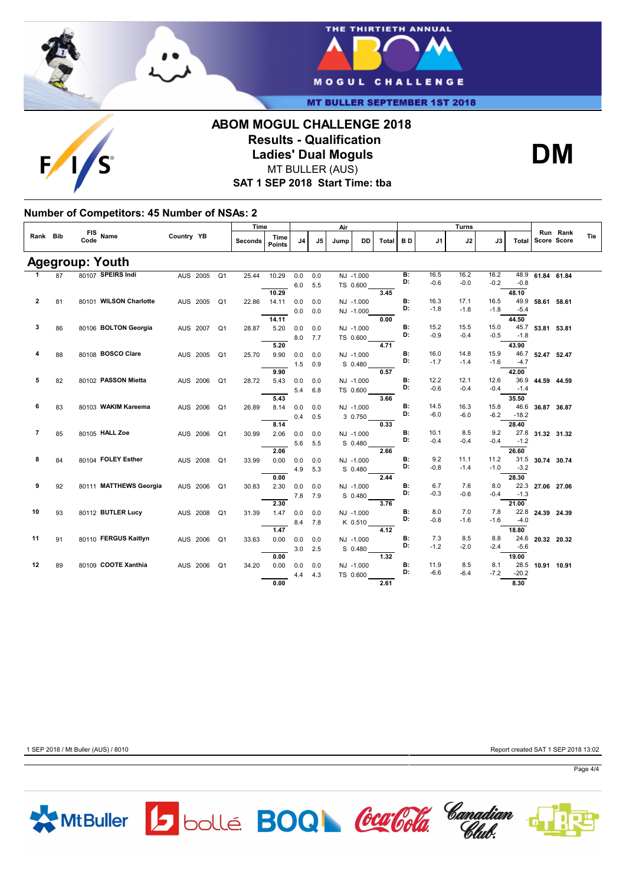THE THIRTIETH ANNUAL

MOGUL CHALLENGE

MT BULLER SEPTEMBER 1ST 2018

# ABOM MOGUL CHALLENGE 2018
## Results - Qualification
## Ladies' Dual Moguls
MT BULLER (AUS)

**SAT 1 SEP 2018 Start Time: tba**

**DM**

### Number of Competitors: 45 Number of NSAs: 2

| Rank | Bib | FIS Code | Name | Country | YB | | Time Seconds | Time Points | Air J4 | Air J5 | Air Jump | Air DD | Air Total | B D | Turns J1 | Turns J2 | Turns J3 | Turns Total | Run Score | Rank Score | Tie |
|---|---|---|---|---|---|---|---|---|---|---|---|---|---|---|---|---|---|---|---|---|---|
| **Agegroup: Youth** | | | | | | | | | | | | | | | | | | | | | |
| 1 | 87 | 80107 | **SPEIRS Indi** | AUS | 2005 | Q1 | 25.44 | 10.29 | 0.0 | 0.0 | NJ | -1.000 | | B: | 16.5 | 16.2 | 16.2 | 48.9 | **61.84** | **61.84** | |
| | | | | | | | | | 6.0 | 5.5 | TS | 0.600 | | D: | -0.6 | -0.0 | -0.2 | -0.8 | | | |
| | | | | | | | | **10.29** | | | | | **3.45** | | | | | **48.10** | | | |
| 2 | 81 | 80101 | **WILSON Charlotte** | AUS | 2005 | Q1 | 22.86 | 14.11 | 0.0 | 0.0 | NJ | -1.000 | | B: | 16.3 | 17.1 | 16.5 | 49.9 | **58.61** | **58.61** | |
| | | | | | | | | | 0.0 | 0.0 | NJ | -1.000 | | D: | -1.8 | -1.8 | -1.8 | -5.4 | | | |
| | | | | | | | | **14.11** | | | | | **0.00** | | | | | **44.50** | | | |
| 3 | 86 | 80106 | **BOLTON Georgia** | AUS | 2007 | Q1 | 28.87 | 5.20 | 0.0 | 0.0 | NJ | -1.000 | | B: | 15.2 | 15.5 | 15.0 | 45.7 | **53.81** | **53.81** | |
| | | | | | | | | | 8.0 | 7.7 | TS | 0.600 | | D: | -0.9 | -0.4 | -0.5 | -1.8 | | | |
| | | | | | | | | **5.20** | | | | | **4.71** | | | | | **43.90** | | | |
| 4 | 88 | 80108 | **BOSCO Clare** | AUS | 2005 | Q1 | 25.70 | 9.90 | 0.0 | 0.0 | NJ | -1.000 | | B: | 16.0 | 14.8 | 15.9 | 46.7 | **52.47** | **52.47** | |
| | | | | | | | | | 1.5 | 0.9 | S | 0.480 | | D: | -1.7 | -1.4 | -1.6 | -4.7 | | | |
| | | | | | | | | **9.90** | | | | | **0.57** | | | | | **42.00** | | | |
| 5 | 82 | 80102 | **PASSON Mietta** | AUS | 2006 | Q1 | 28.72 | 5.43 | 0.0 | 0.0 | NJ | -1.000 | | B: | 12.2 | 12.1 | 12.6 | 36.9 | **44.59** | **44.59** | |
| | | | | | | | | | 5.4 | 6.8 | TS | 0.600 | | D: | -0.6 | -0.4 | -0.4 | -1.4 | | | |
| | | | | | | | | **5.43** | | | | | **3.66** | | | | | **35.50** | | | |
| 6 | 83 | 80103 | **WAKIM Kareema** | AUS | 2006 | Q1 | 26.89 | 8.14 | 0.0 | 0.0 | NJ | -1.000 | | B: | 14.5 | 16.3 | 15.8 | 46.6 | **36.87** | **36.87** | |
| | | | | | | | | | 0.4 | 0.5 | 3 | 0.750 | | D: | -6.0 | -6.0 | -6.2 | -18.2 | | | |
| | | | | | | | | **8.14** | | | | | **0.33** | | | | | **28.40** | | | |
| 7 | 85 | 80105 | **HALL Zoe** | AUS | 2006 | Q1 | 30.99 | 2.06 | 0.0 | 0.0 | NJ | -1.000 | | B: | 10.1 | 8.5 | 9.2 | 27.8 | **31.32** | **31.32** | |
| | | | | | | | | | 5.6 | 5.5 | S | 0.480 | | D: | -0.4 | -0.4 | -0.4 | -1.2 | | | |
| | | | | | | | | **2.06** | | | | | **2.66** | | | | | **26.60** | | | |
| 8 | 84 | 80104 | **FOLEY Esther** | AUS | 2008 | Q1 | 33.99 | 0.00 | 0.0 | 0.0 | NJ | -1.000 | | B: | 9.2 | 11.1 | 11.2 | 31.5 | **30.74** | **30.74** | |
| | | | | | | | | | 4.9 | 5.3 | S | 0.480 | | D: | -0.8 | -1.4 | -1.0 | -3.2 | | | |
| | | | | | | | | **0.00** | | | | | **2.44** | | | | | **28.30** | | | |
| 9 | 92 | 80111 | **MATTHEWS Georgia** | AUS | 2006 | Q1 | 30.83 | 2.30 | 0.0 | 0.0 | NJ | -1.000 | | B: | 6.7 | 7.6 | 8.0 | 22.3 | **27.06** | **27.06** | |
| | | | | | | | | | 7.8 | 7.9 | S | 0.480 | | D: | -0.3 | -0.6 | -0.4 | -1.3 | | | |
| | | | | | | | | **2.30** | | | | | **3.76** | | | | | **21.00** | | | |
| 10 | 93 | 80112 | **BUTLER Lucy** | AUS | 2008 | Q1 | 31.39 | 1.47 | 0.0 | 0.0 | NJ | -1.000 | | B: | 8.0 | 7.0 | 7.8 | 22.8 | **24.39** | **24.39** | |
| | | | | | | | | | 8.4 | 7.8 | K | 0.510 | | D: | -0.8 | -1.6 | -1.6 | -4.0 | | | |
| | | | | | | | | **1.47** | | | | | **4.12** | | | | | **18.80** | | | |
| 11 | 91 | 80110 | **FERGUS Kaitlyn** | AUS | 2006 | Q1 | 33.63 | 0.00 | 0.0 | 0.0 | NJ | -1.000 | | B: | 7.3 | 8.5 | 8.8 | 24.6 | **20.32** | **20.32** | |
| | | | | | | | | | 3.0 | 2.5 | S | 0.480 | | D: | -1.2 | -2.0 | -2.4 | -5.6 | | | |
| | | | | | | | | **0.00** | | | | | **1.32** | | | | | **19.00** | | | |
| 12 | 89 | 80109 | **COOTE Xanthia** | AUS | 2006 | Q1 | 34.20 | 0.00 | 0.0 | 0.0 | NJ | -1.000 | | B: | 11.9 | 8.5 | 8.1 | 28.5 | **10.91** | **10.91** | |
| | | | | | | | | | 4.4 | 4.3 | TS | 0.600 | | D: | -6.6 | -6.4 | -7.2 | -20.2 | | | |
| | | | | | | | | **0.00** | | | | | **2.61** | | | | | **8.30** | | | |

1 SEP 2018 / Mt Buller (AUS) / 8010

Report created SAT 1 SEP 2018 13:02